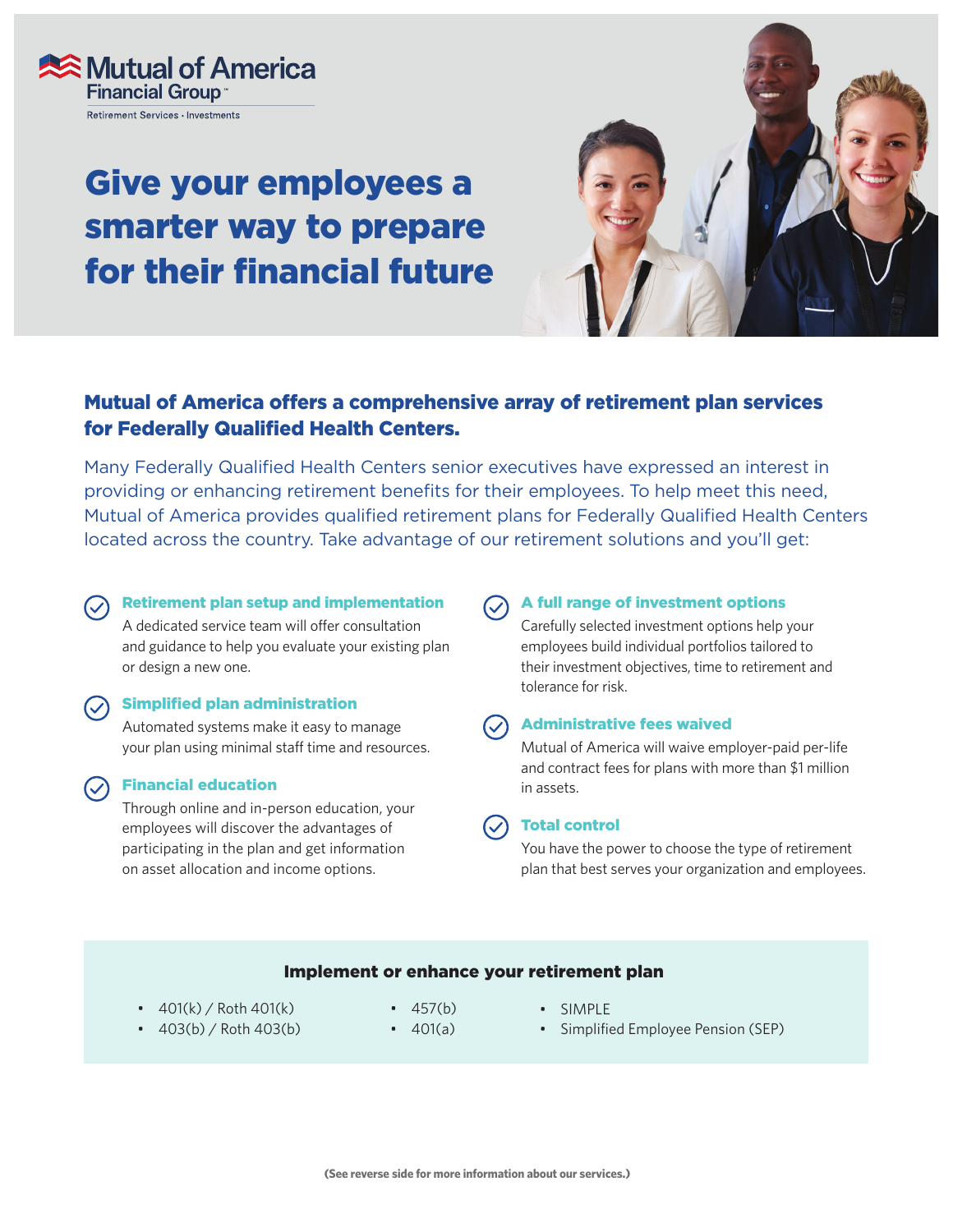Mutual of America Financial Group™

Retirement Services · Investments

# Give your employees a smarter way to prepare for their financial future

## Mutual of America offers a comprehensive array of retirement plan services for Federally Qualified Health Centers.

Many Federally Qualified Health Centers senior executives have expressed an interest in providing or enhancing retirement benefits for their employees. To help meet this need, Mutual of America provides qualified retirement plans for Federally Qualified Health Centers located across the country. Take advantage of our retirement solutions and you'll get:

### Retirement plan setup and implementation

A dedicated service team will offer consultation and guidance to help you evaluate your existing plan or design a new one.

### Simplified plan administration

Automated systems make it easy to manage your plan using minimal staff time and resources.

### Financial education

Through online and in-person education, your employees will discover the advantages of participating in the plan and get information on asset allocation and income options.

### A full range of investment options

Carefully selected investment options help your employees build individual portfolios tailored to their investment objectives, time to retirement and tolerance for risk.

### Administrative fees waived

Mutual of America will waive employer-paid per-life and contract fees for plans with more than $1 million in assets.

### Total control

You have the power to choose the type of retirement plan that best serves your organization and employees.

### Implement or enhance your retirement plan

- 401(k) / Roth 401(k)
- 403(b) / Roth 403(b)
- 457(b)
- 401(a)
- SIMPLE
- Simplified Employee Pension (SEP)

**(See reverse side for more information about our services.)**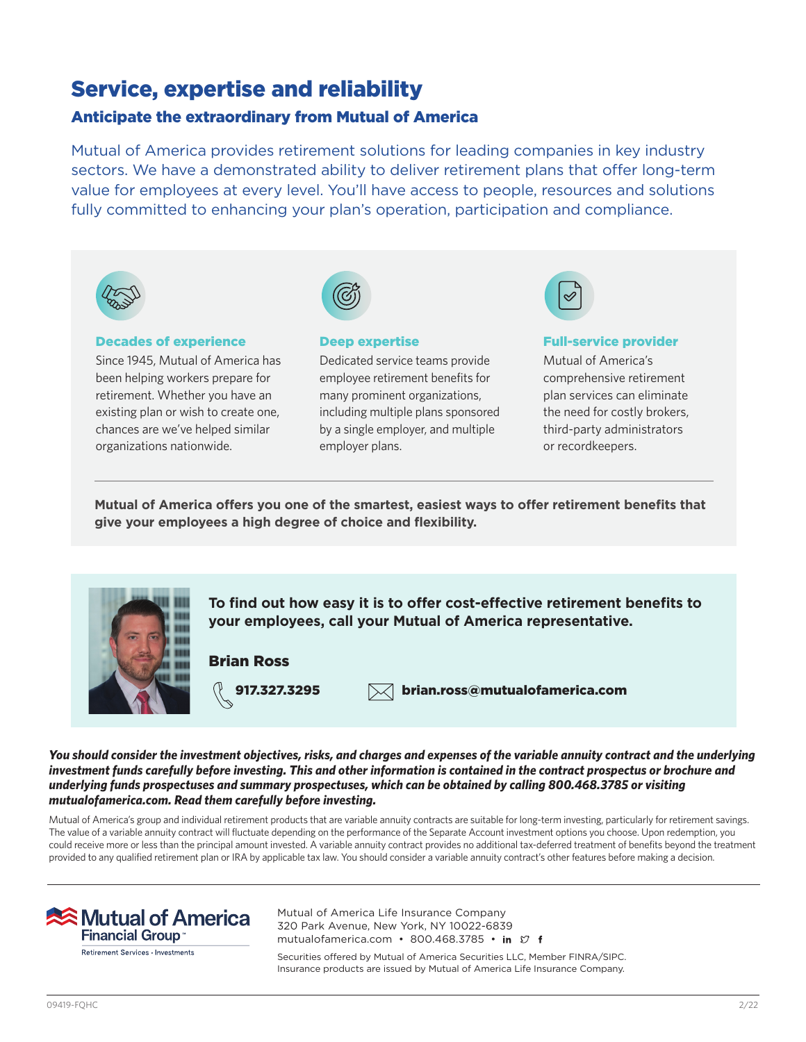# Service, expertise and reliability

## Anticipate the extraordinary from Mutual of America

Mutual of America provides retirement solutions for leading companies in key industry sectors. We have a demonstrated ability to deliver retirement plans that offer long-term value for employees at every level. You'll have access to people, resources and solutions fully committed to enhancing your plan's operation, participation and compliance.

### Decades of experience

Since 1945, Mutual of America has been helping workers prepare for retirement. Whether you have an existing plan or wish to create one, chances are we've helped similar organizations nationwide.

### Deep expertise

Dedicated service teams provide employee retirement benefits for many prominent organizations, including multiple plans sponsored by a single employer, and multiple employer plans.

### Full-service provider

Mutual of America's comprehensive retirement plan services can eliminate the need for costly brokers, third-party administrators or recordkeepers.

**Mutual of America offers you one of the smartest, easiest ways to offer retirement benefits that give your employees a high degree of choice and flexibility.**

**To find out how easy it is to offer cost-effective retirement benefits to your employees, call your Mutual of America representative.**

**Brian Ross**

**917.327.3295**

**brian.ross@mutualofamerica.com**

***You should consider the investment objectives, risks, and charges and expenses of the variable annuity contract and the underlying investment funds carefully before investing. This and other information is contained in the contract prospectus or brochure and underlying funds prospectuses and summary prospectuses, which can be obtained by calling 800.468.3785 or visiting mutualofamerica.com. Read them carefully before investing.***

Mutual of America's group and individual retirement products that are variable annuity contracts are suitable for long-term investing, particularly for retirement savings. The value of a variable annuity contract will fluctuate depending on the performance of the Separate Account investment options you choose. Upon redemption, you could receive more or less than the principal amount invested. A variable annuity contract provides no additional tax-deferred treatment of benefits beyond the treatment provided to any qualified retirement plan or IRA by applicable tax law. You should consider a variable annuity contract's other features before making a decision.

Mutual of America Financial Group
Retirement Services · Investments

Mutual of America Life Insurance Company
320 Park Avenue, New York, NY 10022-6839
mutualofamerica.com • 800.468.3785

Securities offered by Mutual of America Securities LLC, Member FINRA/SIPC.
Insurance products are issued by Mutual of America Life Insurance Company.

09419-FQHC 2/22